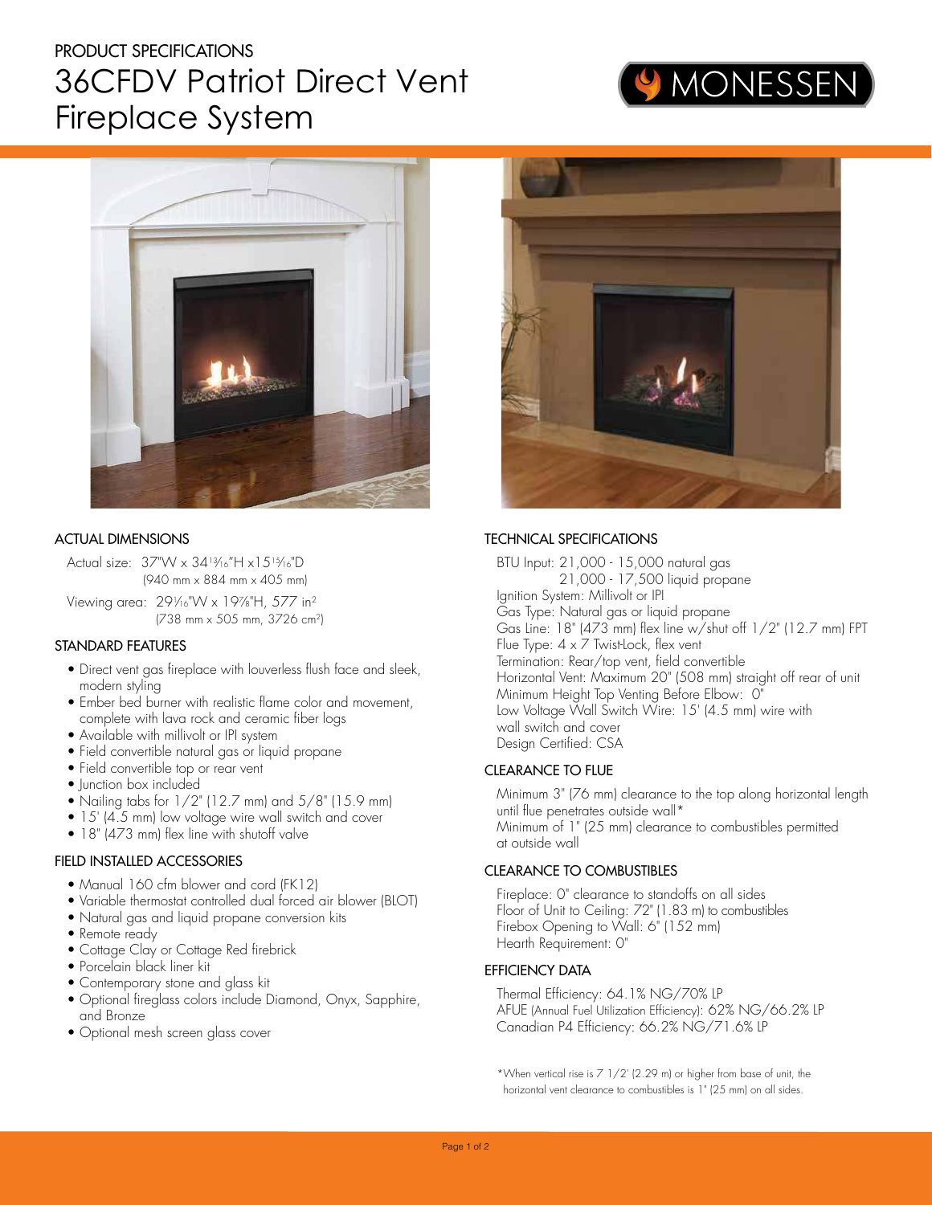PRODUCT SPECIFICATIONS

# 36CFDV Patriot Direct Vent Fireplace System

MONESSEN

## ACTUAL DIMENSIONS

Actual size: 37"W x 34 13/16"H x15 15/16"D
(940 mm x 884 mm x 405 mm)

Viewing area: 29 1/16"W x 19 7/8"H, 577 in²
(738 mm x 505 mm, 3726 cm²)

## STANDARD FEATURES

- Direct vent gas fireplace with louverless flush face and sleek, modern styling
- Ember bed burner with realistic flame color and movement, complete with lava rock and ceramic fiber logs
- Available with millivolt or IPI system
- Field convertible natural gas or liquid propane
- Field convertible top or rear vent
- Junction box included
- Nailing tabs for 1/2" (12.7 mm) and 5/8" (15.9 mm)
- 15' (4.5 mm) low voltage wire wall switch and cover
- 18" (473 mm) flex line with shutoff valve

## FIELD INSTALLED ACCESSORIES

- Manual 160 cfm blower and cord (FK12)
- Variable thermostat controlled dual forced air blower (BLOT)
- Natural gas and liquid propane conversion kits
- Remote ready
- Cottage Clay or Cottage Red firebrick
- Porcelain black liner kit
- Contemporary stone and glass kit
- Optional fireglass colors include Diamond, Onyx, Sapphire, and Bronze
- Optional mesh screen glass cover

## TECHNICAL SPECIFICATIONS

BTU Input: 21,000 - 15,000 natural gas
21,000 - 17,500 liquid propane
Ignition System: Millivolt or IPI
Gas Type: Natural gas or liquid propane
Gas Line: 18" (473 mm) flex line w/shut off 1/2" (12.7 mm) FPT
Flue Type: 4 x 7 Twist-Lock, flex vent
Termination: Rear/top vent, field convertible
Horizontal Vent: Maximum 20" (508 mm) straight off rear of unit
Minimum Height Top Venting Before Elbow: 0"
Low Voltage Wall Switch Wire: 15' (4.5 mm) wire with wall switch and cover
Design Certified: CSA

## CLEARANCE TO FLUE

Minimum 3" (76 mm) clearance to the top along horizontal length until flue penetrates outside wall*
Minimum of 1" (25 mm) clearance to combustibles permitted at outside wall

## CLEARANCE TO COMBUSTIBLES

Fireplace: 0" clearance to standoffs on all sides
Floor of Unit to Ceiling: 72" (1.83 m) to combustibles
Firebox Opening to Wall: 6" (152 mm)
Hearth Requirement: 0"

## EFFICIENCY DATA

Thermal Efficiency: 64.1% NG/70% LP
AFUE (Annual Fuel Utilization Efficiency): 62% NG/66.2% LP
Canadian P4 Efficiency: 66.2% NG/71.6% LP

*When vertical rise is 7 1/2' (2.29 m) or higher from base of unit, the horizontal vent clearance to combustibles is 1" (25 mm) on all sides.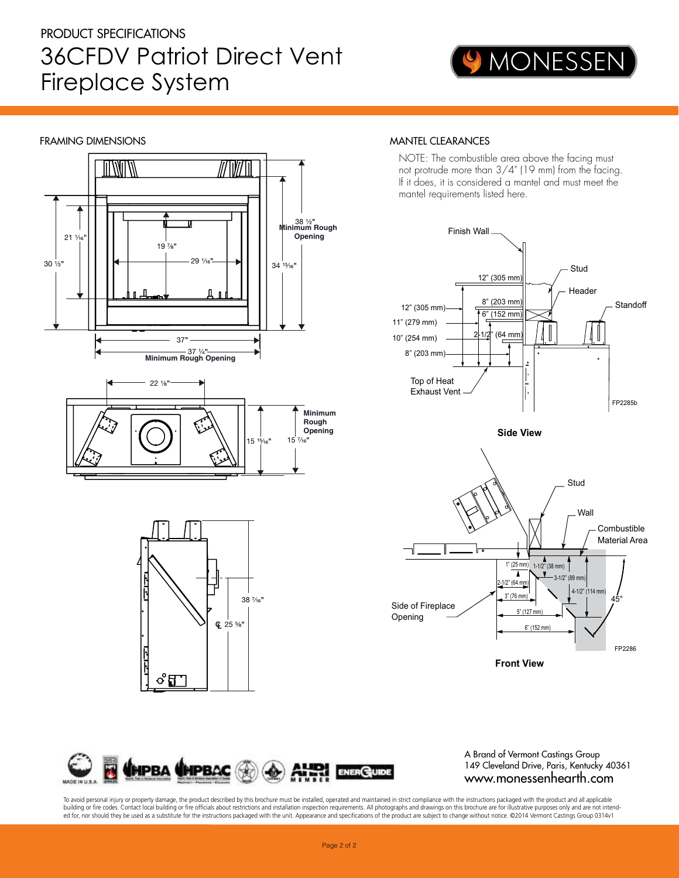PRODUCT SPECIFICATIONS

# 36CFDV Patriot Direct Vent Fireplace System

MONESSEN

## FRAMING DIMENSIONS

38 ½" Minimum Rough Opening

21 1⁄16"

19 7⁄8"

30 ½"

29 1⁄16"

34 13⁄16"

37"

37 ¼" Minimum Rough Opening

22 1⁄8"

Minimum Rough Opening

15 15⁄16"

15 7⁄16"

38 7⁄16"

℄ 25 5⁄8"

## MANTEL CLEARANCES

NOTE: The combustible area above the facing must not protrude more than 3/4" (19 mm) from the facing. If it does, it is considered a mantel and must meet the mantel requirements listed here.

Finish Wall

Stud

Header

Standoff

12" (305 mm)

12" (305 mm)

8" (203 mm)

6" (152 mm)

11" (279 mm)

10" (254 mm)

2-1/2" (64 mm)

8" (203 mm)

Top of Heat Exhaust Vent

FP2285b

**Side View**

Stud

Wall

Combustible Material Area

1" (25 mm)

1-1/2" (38 mm)

3-1/2" (89 mm)

2-1/2" (64 mm)

4-1/2" (114 mm)

3" (76 mm)

45°

Side of Fireplace Opening

5" (127 mm)

6" (152 mm)

FP2286

**Front View**

MADE IN U.S.A. HPBA HPBAC AHRI MEMBER ENERGUIDE

A Brand of Vermont Castings Group
149 Cleveland Drive, Paris, Kentucky 40361
www.monessenhearth.com

To avoid personal injury or property damage, the product described by this brochure must be installed, operated and maintained in strict compliance with the instructions packaged with the product and all applicable building or fire codes. Contact local building or fire officials about restrictions and installation inspection requirements. All photographs and drawings on this brochure are for illustrative purposes only and are not intended for, nor should they be used as a substitute for the instructions packaged with the unit. Appearance and specifications of the product are subject to change without notice. ©2014 Vermont Castings Group 0314v1